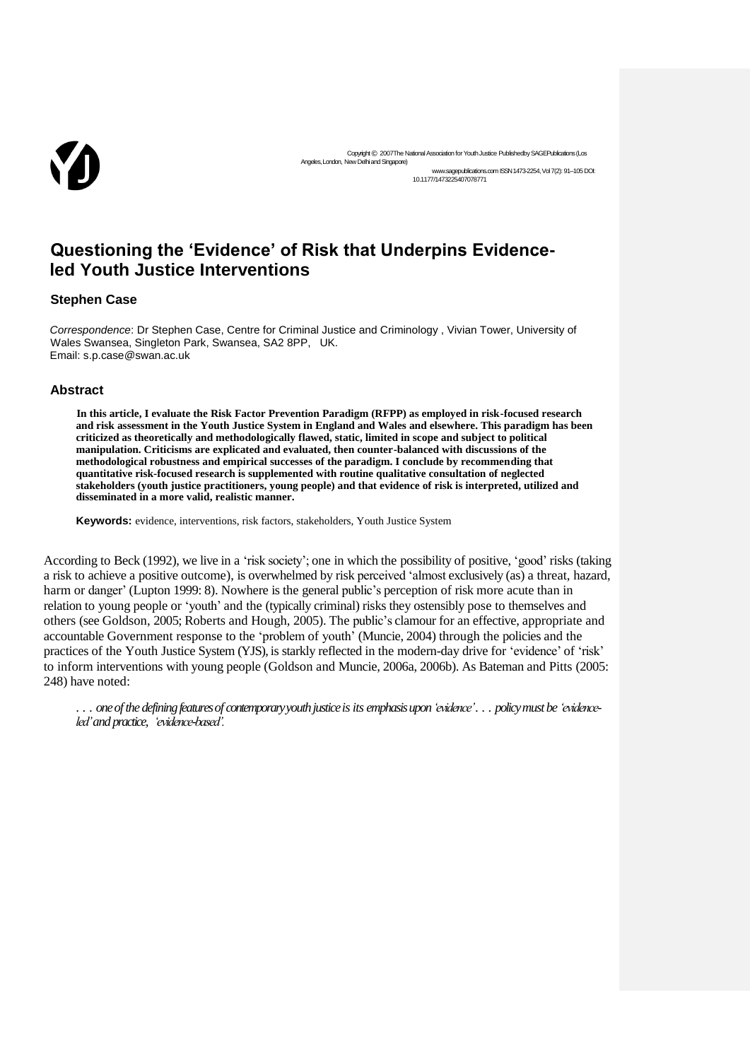Copyright © 2007 The National Association for Youth Justice Published by SAGE Publications (Los Angeles, London, New Delhi and Singapore)
www.sagepublications.com ISSN 1473-2254, Vol 7(2): 91–105 DOI: 10.1177/1473225407078771

# Questioning the 'Evidence' of Risk that Underpins Evidence-led Youth Justice Interventions

**Stephen Case**

*Correspondence*: Dr Stephen Case, Centre for Criminal Justice and Criminology , Vivian Tower, University of Wales Swansea, Singleton Park, Swansea, SA2 8PP, UK.
Email: s.p.case@swan.ac.uk

## Abstract

**In this article, I evaluate the Risk Factor Prevention Paradigm (RFPP) as employed in risk-focused research and risk assessment in the Youth Justice System in England and Wales and elsewhere. This paradigm has been criticized as theoretically and methodologically flawed, static, limited in scope and subject to political manipulation. Criticisms are explicated and evaluated, then counter-balanced with discussions of the methodological robustness and empirical successes of the paradigm. I conclude by recommending that quantitative risk-focused research is supplemented with routine qualitative consultation of neglected stakeholders (youth justice practitioners, young people) and that evidence of risk is interpreted, utilized and disseminated in a more valid, realistic manner.**

**Keywords:** evidence, interventions, risk factors, stakeholders, Youth Justice System

According to Beck (1992), we live in a 'risk society'; one in which the possibility of positive, 'good' risks (taking a risk to achieve a positive outcome), is overwhelmed by risk perceived 'almost exclusively (as) a threat, hazard, harm or danger' (Lupton 1999: 8). Nowhere is the general public's perception of risk more acute than in relation to young people or 'youth' and the (typically criminal) risks they ostensibly pose to themselves and others (see Goldson, 2005; Roberts and Hough, 2005). The public's clamour for an effective, appropriate and accountable Government response to the 'problem of youth' (Muncie, 2004) through the policies and the practices of the Youth Justice System (YJS), is starkly reflected in the modern-day drive for 'evidence' of 'risk' to inform interventions with young people (Goldson and Muncie, 2006a, 2006b). As Bateman and Pitts (2005: 248) have noted:

> *. . . one of the defining features of contemporary youth justice is its emphasis upon 'evidence'. . . policy must be 'evidence-led' and practice, 'evidence-based'.*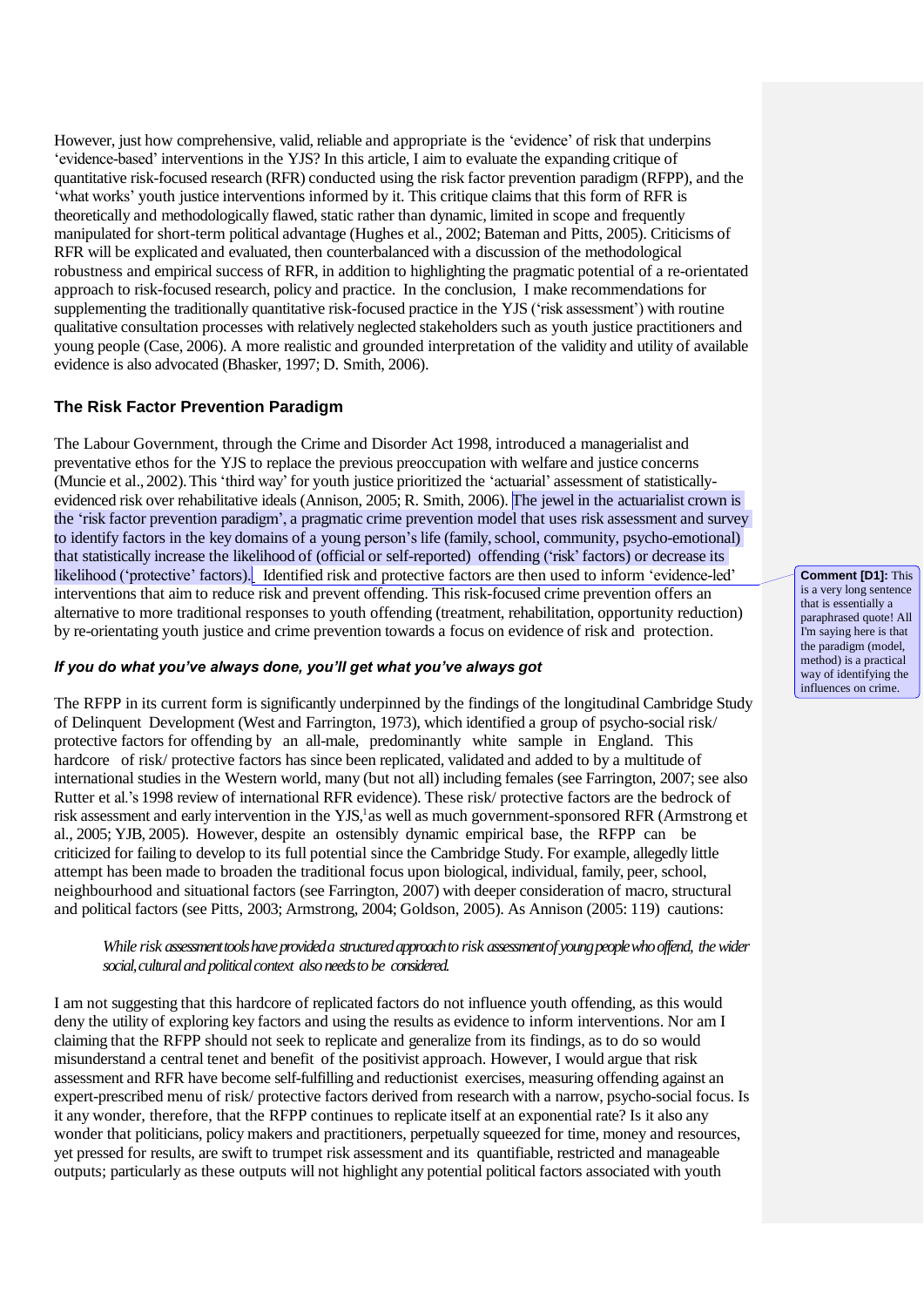However, just how comprehensive, valid, reliable and appropriate is the 'evidence' of risk that underpins 'evidence-based' interventions in the YJS? In this article, I aim to evaluate the expanding critique of quantitative risk-focused research (RFR) conducted using the risk factor prevention paradigm (RFPP), and the 'what works' youth justice interventions informed by it. This critique claims that this form of RFR is theoretically and methodologically flawed, static rather than dynamic, limited in scope and frequently manipulated for short-term political advantage (Hughes et al., 2002; Bateman and Pitts, 2005). Criticisms of RFR will be explicated and evaluated, then counterbalanced with a discussion of the methodological robustness and empirical success of RFR, in addition to highlighting the pragmatic potential of a re-orientated approach to risk-focused research, policy and practice. In the conclusion, I make recommendations for supplementing the traditionally quantitative risk-focused practice in the YJS ('risk assessment') with routine qualitative consultation processes with relatively neglected stakeholders such as youth justice practitioners and young people (Case, 2006). A more realistic and grounded interpretation of the validity and utility of available evidence is also advocated (Bhasker, 1997; D. Smith, 2006).

## The Risk Factor Prevention Paradigm

The Labour Government, through the Crime and Disorder Act 1998, introduced a managerialist and preventative ethos for the YJS to replace the previous preoccupation with welfare and justice concerns (Muncie et al., 2002). This 'third way' for youth justice prioritized the 'actuarial' assessment of statistically-evidenced risk over rehabilitative ideals (Annison, 2005; R. Smith, 2006). The jewel in the actuarialist crown is the 'risk factor prevention paradigm', a pragmatic crime prevention model that uses risk assessment and survey to identify factors in the key domains of a young person's life (family, school, community, psycho-emotional) that statistically increase the likelihood of (official or self-reported) offending ('risk' factors) or decrease its likelihood ('protective' factors). Identified risk and protective factors are then used to inform 'evidence-led' interventions that aim to reduce risk and prevent offending. This risk-focused crime prevention offers an alternative to more traditional responses to youth offending (treatment, rehabilitation, opportunity reduction) by re-orientating youth justice and crime prevention towards a focus on evidence of risk and protection.

> **Comment [D1]:** This is a very long sentence that is essentially a paraphrased quote! All I'm saying here is that the paradigm (model, method) is a practical way of identifying the influences on crime.

### *If you do what you've always done, you'll get what you've always got*

The RFPP in its current form is significantly underpinned by the findings of the longitudinal Cambridge Study of Delinquent Development (West and Farrington, 1973), which identified a group of psycho-social risk/ protective factors for offending by an all-male, predominantly white sample in England. This hardcore of risk/ protective factors has since been replicated, validated and added to by a multitude of international studies in the Western world, many (but not all) including females (see Farrington, 2007; see also Rutter et al.'s 1998 review of international RFR evidence). These risk/ protective factors are the bedrock of risk assessment and early intervention in the YJS,[1] as well as much government-sponsored RFR (Armstrong et al., 2005; YJB, 2005). However, despite an ostensibly dynamic empirical base, the RFPP can be criticized for failing to develop to its full potential since the Cambridge Study. For example, allegedly little attempt has been made to broaden the traditional focus upon biological, individual, family, peer, school, neighbourhood and situational factors (see Farrington, 2007) with deeper consideration of macro, structural and political factors (see Pitts, 2003; Armstrong, 2004; Goldson, 2005). As Annison (2005: 119) cautions:

> *While risk assessment tools have provided a structured approach to risk assessment of young people who offend, the wider social, cultural and political context also needs to be considered.*

I am not suggesting that this hardcore of replicated factors do not influence youth offending, as this would deny the utility of exploring key factors and using the results as evidence to inform interventions. Nor am I claiming that the RFPP should not seek to replicate and generalize from its findings, as to do so would misunderstand a central tenet and benefit of the positivist approach. However, I would argue that risk assessment and RFR have become self-fulfilling and reductionist exercises, measuring offending against an expert-prescribed menu of risk/ protective factors derived from research with a narrow, psycho-social focus. Is it any wonder, therefore, that the RFPP continues to replicate itself at an exponential rate? Is it also any wonder that politicians, policy makers and practitioners, perpetually squeezed for time, money and resources, yet pressed for results, are swift to trumpet risk assessment and its quantifiable, restricted and manageable outputs; particularly as these outputs will not highlight any potential political factors associated with youth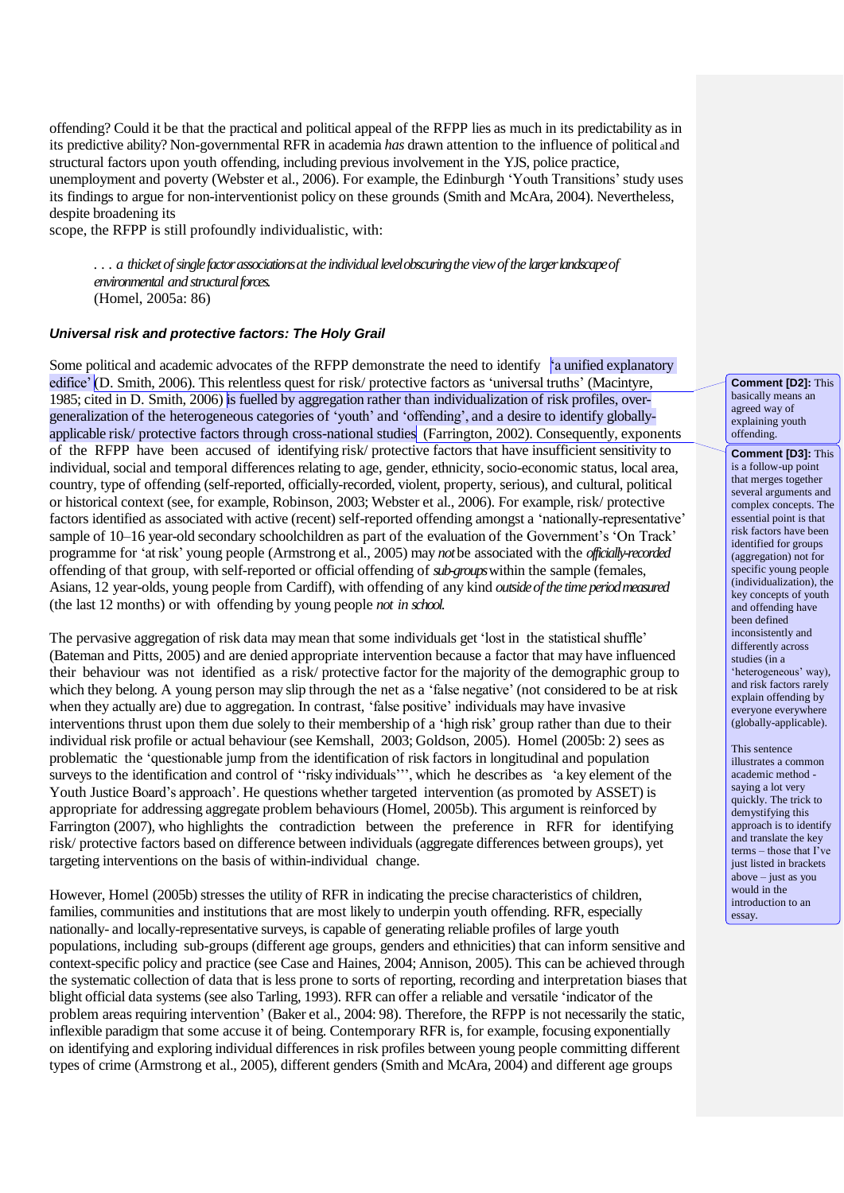offending? Could it be that the practical and political appeal of the RFPP lies as much in its predictability as in its predictive ability? Non-governmental RFR in academia *has* drawn attention to the influence of political and structural factors upon youth offending, including previous involvement in the YJS, police practice, unemployment and poverty (Webster et al., 2006). For example, the Edinburgh 'Youth Transitions' study uses its findings to argue for non-interventionist policy on these grounds (Smith and McAra, 2004). Nevertheless, despite broadening its
scope, the RFPP is still profoundly individualistic, with:

> . . . *a thicket of single factor associations at the individual level obscuring the view of the larger landscape of environmental and structural forces.*
> (Homel, 2005a: 86)

***Universal risk and protective factors: The Holy Grail***

Some political and academic advocates of the RFPP demonstrate the need to identify 'a unified explanatory edifice' (D. Smith, 2006). This relentless quest for risk/ protective factors as 'universal truths' (Macintyre, 1985; cited in D. Smith, 2006) is fuelled by aggregation rather than individualization of risk profiles, over-generalization of the heterogeneous categories of 'youth' and 'offending', and a desire to identify globally-applicable risk/ protective factors through cross-national studies (Farrington, 2002). Consequently, exponents of the RFPP have been accused of identifying risk/ protective factors that have insufficient sensitivity to individual, social and temporal differences relating to age, gender, ethnicity, socio-economic status, local area, country, type of offending (self-reported, officially-recorded, violent, property, serious), and cultural, political or historical context (see, for example, Robinson, 2003; Webster et al., 2006). For example, risk/ protective factors identified as associated with active (recent) self-reported offending amongst a 'nationally-representative' sample of 10–16 year-old secondary schoolchildren as part of the evaluation of the Government's 'On Track' programme for 'at risk' young people (Armstrong et al., 2005) may *not* be associated with the *officially-recorded* offending of that group, with self-reported or official offending of *sub-groups* within the sample (females, Asians, 12 year-olds, young people from Cardiff), with offending of any kind *outside of the time period measured* (the last 12 months) or with offending by young people *not in school*.

The pervasive aggregation of risk data may mean that some individuals get 'lost in the statistical shuffle' (Bateman and Pitts, 2005) and are denied appropriate intervention because a factor that may have influenced their behaviour was not identified as a risk/ protective factor for the majority of the demographic group to which they belong. A young person may slip through the net as a 'false negative' (not considered to be at risk when they actually are) due to aggregation. In contrast, 'false positive' individuals may have invasive interventions thrust upon them due solely to their membership of a 'high risk' group rather than due to their individual risk profile or actual behaviour (see Kemshall, 2003; Goldson, 2005). Homel (2005b: 2) sees as problematic the 'questionable jump from the identification of risk factors in longitudinal and population surveys to the identification and control of ''risky individuals''', which he describes as 'a key element of the Youth Justice Board's approach'. He questions whether targeted intervention (as promoted by ASSET) is appropriate for addressing aggregate problem behaviours (Homel, 2005b). This argument is reinforced by Farrington (2007), who highlights the contradiction between the preference in RFR for identifying risk/ protective factors based on difference between individuals (aggregate differences between groups), yet targeting interventions on the basis of within-individual change.

However, Homel (2005b) stresses the utility of RFR in indicating the precise characteristics of children, families, communities and institutions that are most likely to underpin youth offending. RFR, especially nationally- and locally-representative surveys, is capable of generating reliable profiles of large youth populations, including sub-groups (different age groups, genders and ethnicities) that can inform sensitive and context-specific policy and practice (see Case and Haines, 2004; Annison, 2005). This can be achieved through the systematic collection of data that is less prone to sorts of reporting, recording and interpretation biases that blight official data systems (see also Tarling, 1993). RFR can offer a reliable and versatile 'indicator of the problem areas requiring intervention' (Baker et al., 2004: 98). Therefore, the RFPP is not necessarily the static, inflexible paradigm that some accuse it of being. Contemporary RFR is, for example, focusing exponentially on identifying and exploring individual differences in risk profiles between young people committing different types of crime (Armstrong et al., 2005), different genders (Smith and McAra, 2004) and different age groups

**Comment [D2]:** This basically means an agreed way of explaining youth offending.

**Comment [D3]:** This is a follow-up point that merges together several arguments and complex concepts. The essential point is that risk factors have been identified for groups (aggregation) not for specific young people (individualization), the key concepts of youth and offending have been defined inconsistently and differently across studies (in a 'heterogeneous' way), and risk factors rarely explain offending by everyone everywhere (globally-applicable).

This sentence illustrates a common academic method - saying a lot very quickly. The trick to demystifying this approach is to identify and translate the key terms – those that I've just listed in brackets above – just as you would in the introduction to an essay.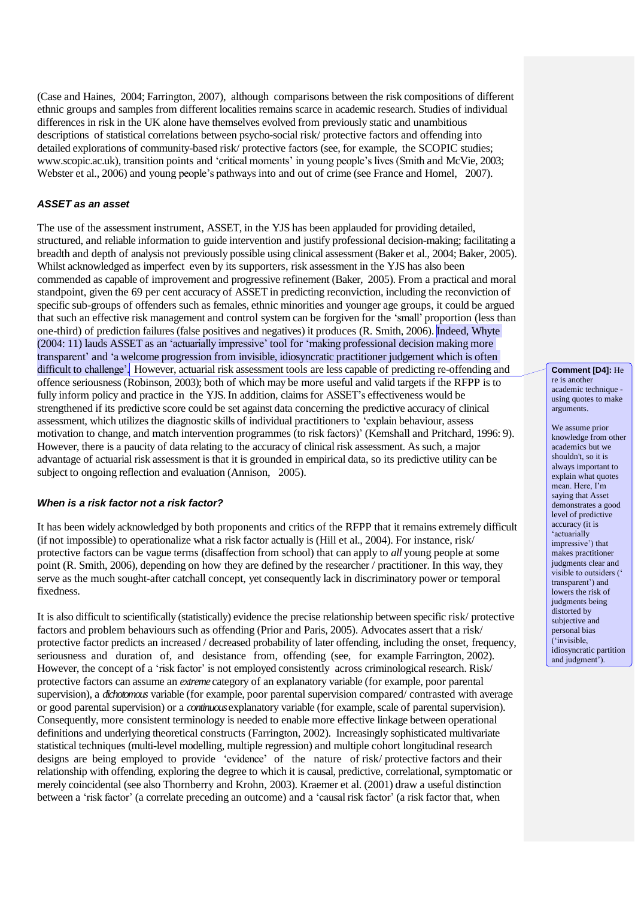(Case and Haines, 2004; Farrington, 2007), although comparisons between the risk compositions of different ethnic groups and samples from different localities remains scarce in academic research. Studies of individual differences in risk in the UK alone have themselves evolved from previously static and unambitious descriptions of statistical correlations between psycho-social risk/ protective factors and offending into detailed explorations of community-based risk/ protective factors (see, for example, the SCOPIC studies; www.scopic.ac.uk), transition points and 'critical moments' in young people's lives (Smith and McVie, 2003; Webster et al., 2006) and young people's pathways into and out of crime (see France and Homel, 2007).

### *ASSET as an asset*

The use of the assessment instrument, ASSET, in the YJS has been applauded for providing detailed, structured, and reliable information to guide intervention and justify professional decision-making; facilitating a breadth and depth of analysis not previously possible using clinical assessment (Baker et al., 2004; Baker, 2005). Whilst acknowledged as imperfect even by its supporters, risk assessment in the YJS has also been commended as capable of improvement and progressive refinement (Baker, 2005). From a practical and moral standpoint, given the 69 per cent accuracy of ASSET in predicting reconviction, including the reconviction of specific sub-groups of offenders such as females, ethnic minorities and younger age groups, it could be argued that such an effective risk management and control system can be forgiven for the 'small' proportion (less than one-third) of prediction failures (false positives and negatives) it produces (R. Smith, 2006). Indeed, Whyte (2004: 11) lauds ASSET as an 'actuarially impressive' tool for 'making professional decision making more transparent' and 'a welcome progression from invisible, idiosyncratic practitioner judgement which is often difficult to challenge'. However, actuarial risk assessment tools are less capable of predicting re-offending and offence seriousness (Robinson, 2003); both of which may be more useful and valid targets if the RFPP is to fully inform policy and practice in the YJS. In addition, claims for ASSET's effectiveness would be strengthened if its predictive score could be set against data concerning the predictive accuracy of clinical assessment, which utilizes the diagnostic skills of individual practitioners to 'explain behaviour, assess motivation to change, and match intervention programmes (to risk factors)' (Kemshall and Pritchard, 1996: 9). However, there is a paucity of data relating to the accuracy of clinical risk assessment. As such, a major advantage of actuarial risk assessment is that it is grounded in empirical data, so its predictive utility can be subject to ongoing reflection and evaluation (Annison, 2005).

> **Comment [D4]:** Here is another academic technique - using quotes to make arguments.
>
> We assume prior knowledge from other academics but we shouldn't, so it is always important to explain what quotes mean. Here, I'm saying that Asset demonstrates a good level of predictive accuracy (it is 'actuarially impressive') that makes practitioner judgments clear and visible to outsiders (' transparent') and lowers the risk of judgments being distorted by subjective and personal bias ('invisible, idiosyncratic partition and judgment').

### *When is a risk factor not a risk factor?*

It has been widely acknowledged by both proponents and critics of the RFPP that it remains extremely difficult (if not impossible) to operationalize what a risk factor actually is (Hill et al., 2004). For instance, risk/ protective factors can be vague terms (disaffection from school) that can apply to *all* young people at some point (R. Smith, 2006), depending on how they are defined by the researcher / practitioner. In this way, they serve as the much sought-after catchall concept, yet consequently lack in discriminatory power or temporal fixedness.

It is also difficult to scientifically (statistically) evidence the precise relationship between specific risk/ protective factors and problem behaviours such as offending (Prior and Paris, 2005). Advocates assert that a risk/ protective factor predicts an increased / decreased probability of later offending, including the onset, frequency, seriousness and duration of, and desistance from, offending (see, for example Farrington, 2002). However, the concept of a 'risk factor' is not employed consistently across criminological research. Risk/ protective factors can assume an *extreme* category of an explanatory variable (for example, poor parental supervision), a *dichotomous* variable (for example, poor parental supervision compared/ contrasted with average or good parental supervision) or a *continuous* explanatory variable (for example, scale of parental supervision). Consequently, more consistent terminology is needed to enable more effective linkage between operational definitions and underlying theoretical constructs (Farrington, 2002). Increasingly sophisticated multivariate statistical techniques (multi-level modelling, multiple regression) and multiple cohort longitudinal research designs are being employed to provide 'evidence' of the nature of risk/ protective factors and their relationship with offending, exploring the degree to which it is causal, predictive, correlational, symptomatic or merely coincidental (see also Thornberry and Krohn, 2003). Kraemer et al. (2001) draw a useful distinction between a 'risk factor' (a correlate preceding an outcome) and a 'causal risk factor' (a risk factor that, when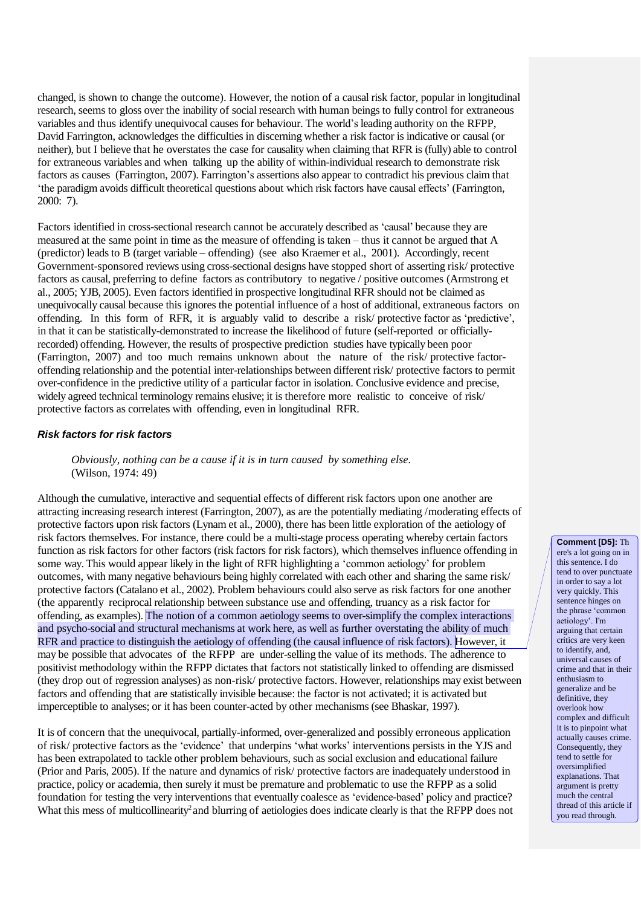changed, is shown to change the outcome). However, the notion of a causal risk factor, popular in longitudinal research, seems to gloss over the inability of social research with human beings to fully control for extraneous variables and thus identify unequivocal causes for behaviour. The world's leading authority on the RFPP, David Farrington, acknowledges the difficulties in discerning whether a risk factor is indicative or causal (or neither), but I believe that he overstates the case for causality when claiming that RFR is (fully) able to control for extraneous variables and when talking up the ability of within-individual research to demonstrate risk factors as causes (Farrington, 2007). Farrington's assertions also appear to contradict his previous claim that 'the paradigm avoids difficult theoretical questions about which risk factors have causal effects' (Farrington, 2000: 7).

Factors identified in cross-sectional research cannot be accurately described as 'causal' because they are measured at the same point in time as the measure of offending is taken – thus it cannot be argued that A (predictor) leads to B (target variable – offending) (see also Kraemer et al., 2001). Accordingly, recent Government-sponsored reviews using cross-sectional designs have stopped short of asserting risk/ protective factors as causal, preferring to define factors as contributory to negative / positive outcomes (Armstrong et al., 2005; YJB, 2005). Even factors identified in prospective longitudinal RFR should not be claimed as unequivocally causal because this ignores the potential influence of a host of additional, extraneous factors on offending. In this form of RFR, it is arguably valid to describe a risk/ protective factor as 'predictive', in that it can be statistically-demonstrated to increase the likelihood of future (self-reported or officially-recorded) offending. However, the results of prospective prediction studies have typically been poor (Farrington, 2007) and too much remains unknown about the nature of the risk/ protective factor-offending relationship and the potential inter-relationships between different risk/ protective factors to permit over-confidence in the predictive utility of a particular factor in isolation. Conclusive evidence and precise, widely agreed technical terminology remains elusive; it is therefore more realistic to conceive of risk/ protective factors as correlates with offending, even in longitudinal RFR.

### *Risk factors for risk factors*

> *Obviously, nothing can be a cause if it is in turn caused by something else.*
> (Wilson, 1974: 49)

Although the cumulative, interactive and sequential effects of different risk factors upon one another are attracting increasing research interest (Farrington, 2007), as are the potentially mediating /moderating effects of protective factors upon risk factors (Lynam et al., 2000), there has been little exploration of the aetiology of risk factors themselves. For instance, there could be a multi-stage process operating whereby certain factors function as risk factors for other factors (risk factors for risk factors), which themselves influence offending in some way. This would appear likely in the light of RFR highlighting a 'common aetiology' for problem outcomes, with many negative behaviours being highly correlated with each other and sharing the same risk/ protective factors (Catalano et al., 2002). Problem behaviours could also serve as risk factors for one another (the apparently reciprocal relationship between substance use and offending, truancy as a risk factor for offending, as examples). The notion of a common aetiology seems to over-simplify the complex interactions and psycho-social and structural mechanisms at work here, as well as further overstating the ability of much RFR and practice to distinguish the aetiology of offending (the causal influence of risk factors). However, it may be possible that advocates of the RFPP are under-selling the value of its methods. The adherence to positivist methodology within the RFPP dictates that factors not statistically linked to offending are dismissed (they drop out of regression analyses) as non-risk/ protective factors. However, relationships may exist between factors and offending that are statistically invisible because: the factor is not activated; it is activated but imperceptible to analyses; or it has been counter-acted by other mechanisms (see Bhaskar, 1997).

It is of concern that the unequivocal, partially-informed, over-generalized and possibly erroneous application of risk/ protective factors as the 'evidence' that underpins 'what works' interventions persists in the YJS and has been extrapolated to tackle other problem behaviours, such as social exclusion and educational failure (Prior and Paris, 2005). If the nature and dynamics of risk/ protective factors are inadequately understood in practice, policy or academia, then surely it must be premature and problematic to use the RFPP as a solid foundation for testing the very interventions that eventually coalesce as 'evidence-based' policy and practice? What this mess of multicollinearity[2] and blurring of aetiologies does indicate clearly is that the RFPP does not

**Comment [D5]:** There's a lot going on in this sentence. I do tend to over punctuate in order to say a lot very quickly. This sentence hinges on the phrase 'common aetiology'. I'm arguing that certain critics are very keen to identify, and, universal causes of crime and that in their enthusiasm to generalize and be definitive, they overlook how complex and difficult it is to pinpoint what actually causes crime. Consequently, they tend to settle for oversimplified explanations. That argument is pretty much the central thread of this article if you read through.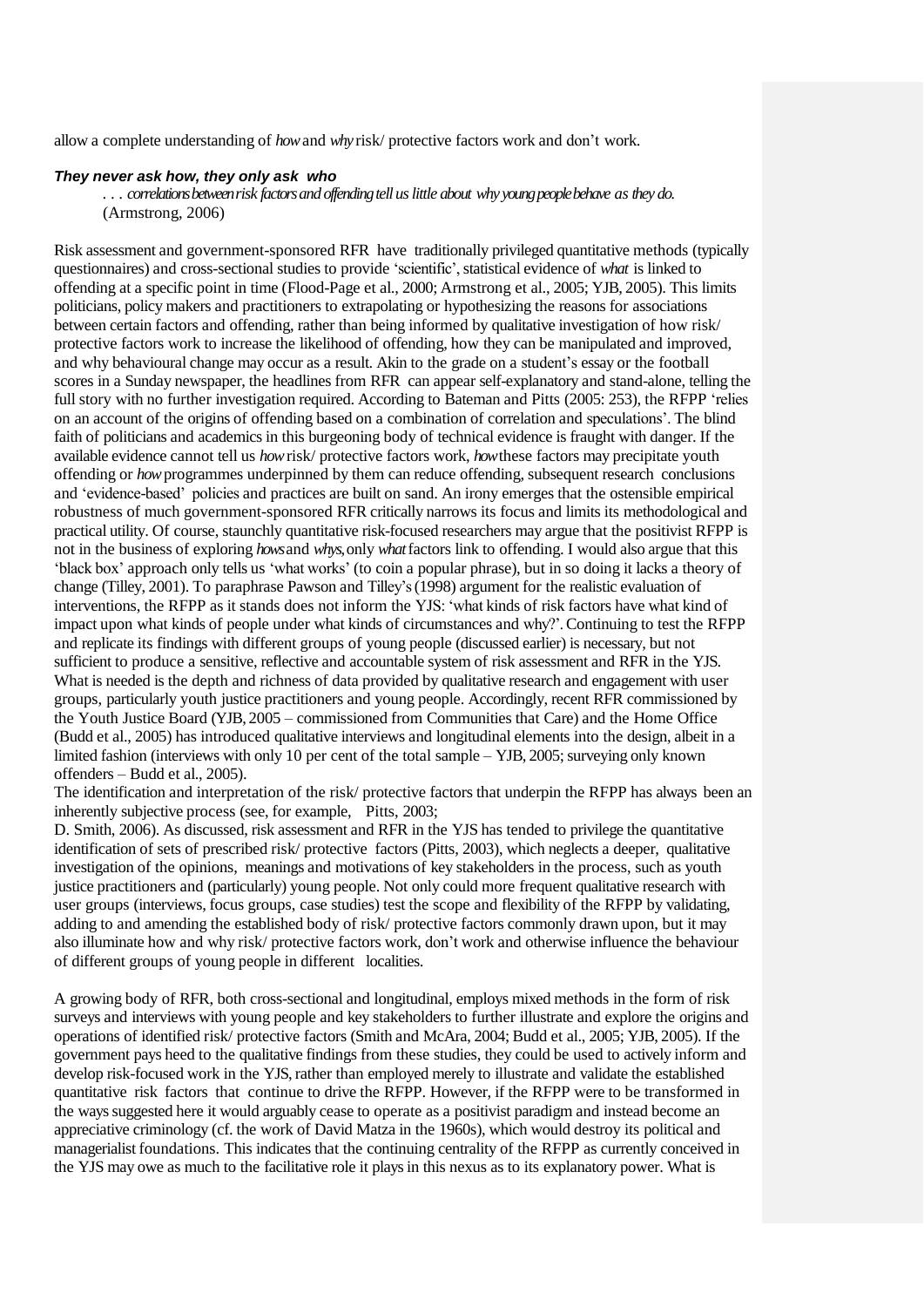allow a complete understanding of *how* and *why* risk/ protective factors work and don't work.

### *They never ask how, they only ask who*

> *. . . correlations between risk factors and offending tell us little about why young people behave as they do.*
> (Armstrong, 2006)

Risk assessment and government-sponsored RFR have traditionally privileged quantitative methods (typically questionnaires) and cross-sectional studies to provide 'scientific', statistical evidence of *what* is linked to offending at a specific point in time (Flood-Page et al., 2000; Armstrong et al., 2005; YJB, 2005). This limits politicians, policy makers and practitioners to extrapolating or hypothesizing the reasons for associations between certain factors and offending, rather than being informed by qualitative investigation of how risk/ protective factors work to increase the likelihood of offending, how they can be manipulated and improved, and why behavioural change may occur as a result. Akin to the grade on a student's essay or the football scores in a Sunday newspaper, the headlines from RFR can appear self-explanatory and stand-alone, telling the full story with no further investigation required. According to Bateman and Pitts (2005: 253), the RFPP 'relies on an account of the origins of offending based on a combination of correlation and speculations'. The blind faith of politicians and academics in this burgeoning body of technical evidence is fraught with danger. If the available evidence cannot tell us *how* risk/ protective factors work, *how* these factors may precipitate youth offending or *how* programmes underpinned by them can reduce offending, subsequent research conclusions and 'evidence-based' policies and practices are built on sand. An irony emerges that the ostensible empirical robustness of much government-sponsored RFR critically narrows its focus and limits its methodological and practical utility. Of course, staunchly quantitative risk-focused researchers may argue that the positivist RFPP is not in the business of exploring *hows* and *whys*, only *what* factors link to offending. I would also argue that this 'black box' approach only tells us 'what works' (to coin a popular phrase), but in so doing it lacks a theory of change (Tilley, 2001). To paraphrase Pawson and Tilley's (1998) argument for the realistic evaluation of interventions, the RFPP as it stands does not inform the YJS: 'what kinds of risk factors have what kind of impact upon what kinds of people under what kinds of circumstances and why?'. Continuing to test the RFPP and replicate its findings with different groups of young people (discussed earlier) is necessary, but not sufficient to produce a sensitive, reflective and accountable system of risk assessment and RFR in the YJS. What is needed is the depth and richness of data provided by qualitative research and engagement with user groups, particularly youth justice practitioners and young people. Accordingly, recent RFR commissioned by the Youth Justice Board (YJB, 2005 – commissioned from Communities that Care) and the Home Office (Budd et al., 2005) has introduced qualitative interviews and longitudinal elements into the design, albeit in a limited fashion (interviews with only 10 per cent of the total sample – YJB, 2005; surveying only known offenders – Budd et al., 2005).

The identification and interpretation of the risk/ protective factors that underpin the RFPP has always been an inherently subjective process (see, for example, Pitts, 2003; D. Smith, 2006). As discussed, risk assessment and RFR in the YJS has tended to privilege the quantitative identification of sets of prescribed risk/ protective factors (Pitts, 2003), which neglects a deeper, qualitative investigation of the opinions, meanings and motivations of key stakeholders in the process, such as youth justice practitioners and (particularly) young people. Not only could more frequent qualitative research with user groups (interviews, focus groups, case studies) test the scope and flexibility of the RFPP by validating, adding to and amending the established body of risk/ protective factors commonly drawn upon, but it may also illuminate how and why risk/ protective factors work, don't work and otherwise influence the behaviour of different groups of young people in different localities.

A growing body of RFR, both cross-sectional and longitudinal, employs mixed methods in the form of risk surveys and interviews with young people and key stakeholders to further illustrate and explore the origins and operations of identified risk/ protective factors (Smith and McAra, 2004; Budd et al., 2005; YJB, 2005). If the government pays heed to the qualitative findings from these studies, they could be used to actively inform and develop risk-focused work in the YJS, rather than employed merely to illustrate and validate the established quantitative risk factors that continue to drive the RFPP. However, if the RFPP were to be transformed in the ways suggested here it would arguably cease to operate as a positivist paradigm and instead become an appreciative criminology (cf. the work of David Matza in the 1960s), which would destroy its political and managerialist foundations. This indicates that the continuing centrality of the RFPP as currently conceived in the YJS may owe as much to the facilitative role it plays in this nexus as to its explanatory power. What is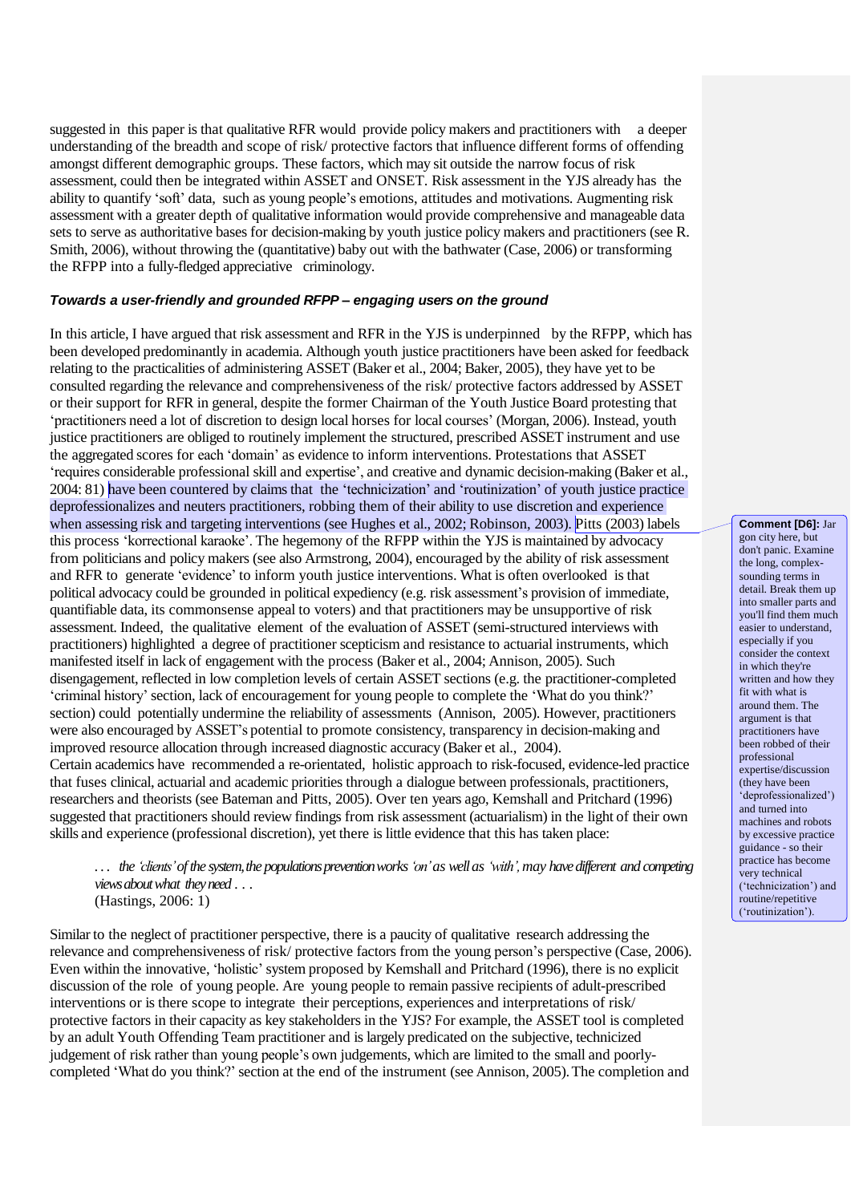suggested in this paper is that qualitative RFR would provide policy makers and practitioners with a deeper understanding of the breadth and scope of risk/ protective factors that influence different forms of offending amongst different demographic groups. These factors, which may sit outside the narrow focus of risk assessment, could then be integrated within ASSET and ONSET. Risk assessment in the YJS already has the ability to quantify 'soft' data, such as young people's emotions, attitudes and motivations. Augmenting risk assessment with a greater depth of qualitative information would provide comprehensive and manageable data sets to serve as authoritative bases for decision-making by youth justice policy makers and practitioners (see R. Smith, 2006), without throwing the (quantitative) baby out with the bathwater (Case, 2006) or transforming the RFPP into a fully-fledged appreciative criminology.

### *Towards a user-friendly and grounded RFPP – engaging users on the ground*

In this article, I have argued that risk assessment and RFR in the YJS is underpinned by the RFPP, which has been developed predominantly in academia. Although youth justice practitioners have been asked for feedback relating to the practicalities of administering ASSET (Baker et al., 2004; Baker, 2005), they have yet to be consulted regarding the relevance and comprehensiveness of the risk/ protective factors addressed by ASSET or their support for RFR in general, despite the former Chairman of the Youth Justice Board protesting that 'practitioners need a lot of discretion to design local horses for local courses' (Morgan, 2006). Instead, youth justice practitioners are obliged to routinely implement the structured, prescribed ASSET instrument and use the aggregated scores for each 'domain' as evidence to inform interventions. Protestations that ASSET 'requires considerable professional skill and expertise', and creative and dynamic decision-making (Baker et al., 2004: 81) have been countered by claims that the 'technicization' and 'routinization' of youth justice practice deprofessionalizes and neuters practitioners, robbing them of their ability to use discretion and experience when assessing risk and targeting interventions (see Hughes et al., 2002; Robinson, 2003). Pitts (2003) labels this process 'korrectional karaoke'. The hegemony of the RFPP within the YJS is maintained by advocacy from politicians and policy makers (see also Armstrong, 2004), encouraged by the ability of risk assessment and RFR to generate 'evidence' to inform youth justice interventions. What is often overlooked is that political advocacy could be grounded in political expediency (e.g. risk assessment's provision of immediate, quantifiable data, its commonsense appeal to voters) and that practitioners may be unsupportive of risk assessment. Indeed, the qualitative element of the evaluation of ASSET (semi-structured interviews with practitioners) highlighted a degree of practitioner scepticism and resistance to actuarial instruments, which manifested itself in lack of engagement with the process (Baker et al., 2004; Annison, 2005). Such disengagement, reflected in low completion levels of certain ASSET sections (e.g. the practitioner-completed 'criminal history' section, lack of encouragement for young people to complete the 'What do you think?' section) could potentially undermine the reliability of assessments (Annison, 2005). However, practitioners were also encouraged by ASSET's potential to promote consistency, transparency in decision-making and improved resource allocation through increased diagnostic accuracy (Baker et al., 2004).

Certain academics have recommended a re-orientated, holistic approach to risk-focused, evidence-led practice that fuses clinical, actuarial and academic priorities through a dialogue between professionals, practitioners, researchers and theorists (see Bateman and Pitts, 2005). Over ten years ago, Kemshall and Pritchard (1996) suggested that practitioners should review findings from risk assessment (actuarialism) in the light of their own skills and experience (professional discretion), yet there is little evidence that this has taken place:

> *. . . the 'clients' of the system, the populations prevention works 'on' as well as 'with', may have different and competing views about what they need . . .*
> (Hastings, 2006: 1)

Similar to the neglect of practitioner perspective, there is a paucity of qualitative research addressing the relevance and comprehensiveness of risk/ protective factors from the young person's perspective (Case, 2006). Even within the innovative, 'holistic' system proposed by Kemshall and Pritchard (1996), there is no explicit discussion of the role of young people. Are young people to remain passive recipients of adult-prescribed interventions or is there scope to integrate their perceptions, experiences and interpretations of risk/ protective factors in their capacity as key stakeholders in the YJS? For example, the ASSET tool is completed by an adult Youth Offending Team practitioner and is largely predicated on the subjective, technicized judgement of risk rather than young people's own judgements, which are limited to the small and poorly-completed 'What do you think?' section at the end of the instrument (see Annison, 2005). The completion and

**Comment [D6]:** Jargon city here, but don't panic. Examine the long, complex-sounding terms in detail. Break them up into smaller parts and you'll find them much easier to understand, especially if you consider the context in which they're written and how they fit with what is around them. The argument is that practitioners have been robbed of their professional expertise/discussion (they have been 'deprofessionalized') and turned into machines and robots by excessive practice guidance - so their practice has become very technical ('technicization') and routine/repetitive ('routinization').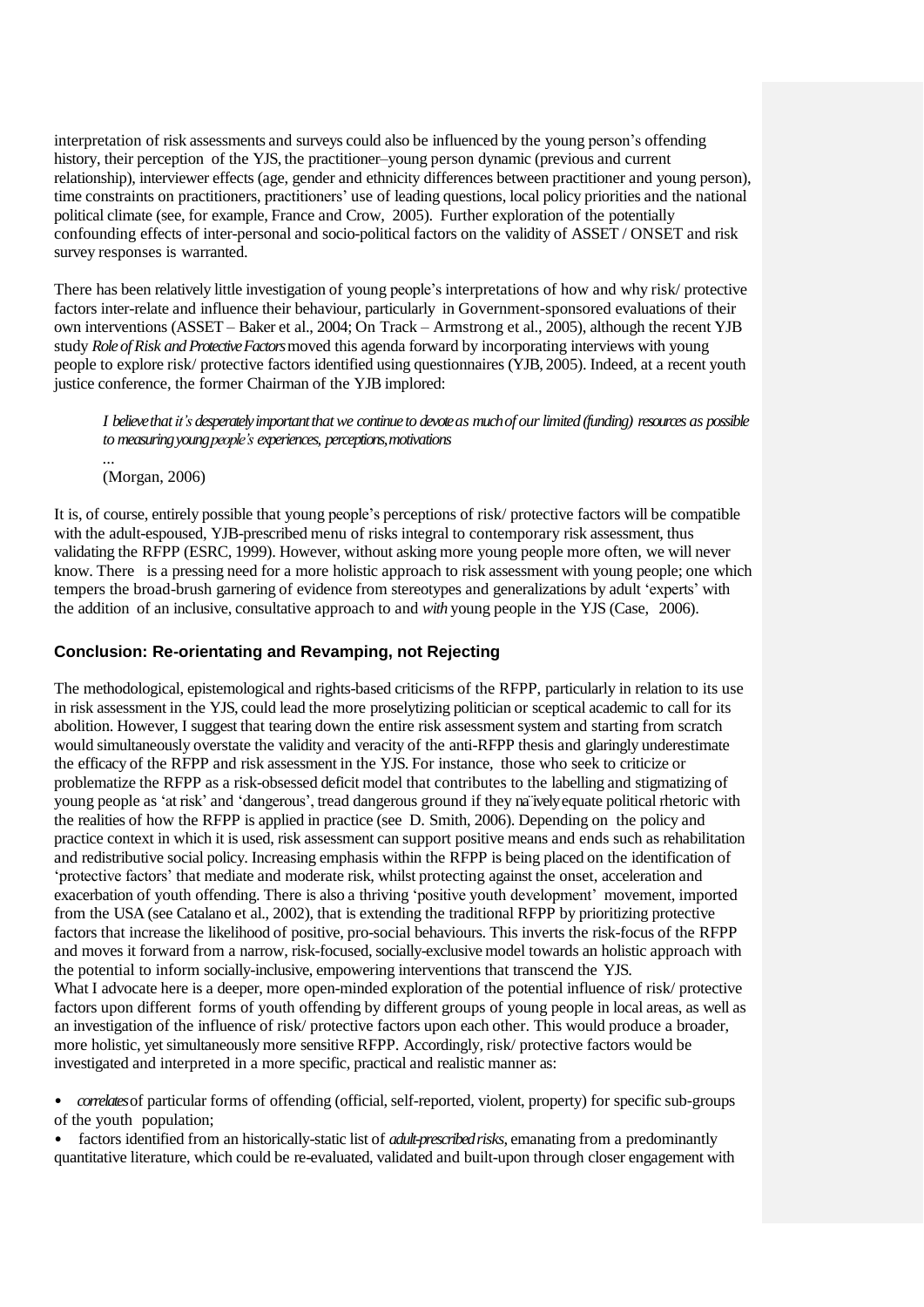interpretation of risk assessments and surveys could also be influenced by the young person's offending history, their perception of the YJS, the practitioner–young person dynamic (previous and current relationship), interviewer effects (age, gender and ethnicity differences between practitioner and young person), time constraints on practitioners, practitioners' use of leading questions, local policy priorities and the national political climate (see, for example, France and Crow, 2005). Further exploration of the potentially confounding effects of inter-personal and socio-political factors on the validity of ASSET / ONSET and risk survey responses is warranted.

There has been relatively little investigation of young people's interpretations of how and why risk/ protective factors inter-relate and influence their behaviour, particularly in Government-sponsored evaluations of their own interventions (ASSET – Baker et al., 2004; On Track – Armstrong et al., 2005), although the recent YJB study *Role of Risk and Protective Factors* moved this agenda forward by incorporating interviews with young people to explore risk/ protective factors identified using questionnaires (YJB, 2005). Indeed, at a recent youth justice conference, the former Chairman of the YJB implored:

> *I believe that it's desperately important that we continue to devote as much of our limited (funding) resources as possible to measuring young people's experiences, perceptions, motivations*
>
> ...
>
> (Morgan, 2006)

It is, of course, entirely possible that young people's perceptions of risk/ protective factors will be compatible with the adult-espoused, YJB-prescribed menu of risks integral to contemporary risk assessment, thus validating the RFPP (ESRC, 1999). However, without asking more young people more often, we will never know. There is a pressing need for a more holistic approach to risk assessment with young people; one which tempers the broad-brush garnering of evidence from stereotypes and generalizations by adult 'experts' with the addition of an inclusive, consultative approach to and *with* young people in the YJS (Case, 2006).

## Conclusion: Re-orientating and Revamping, not Rejecting

The methodological, epistemological and rights-based criticisms of the RFPP, particularly in relation to its use in risk assessment in the YJS, could lead the more proselytizing politician or sceptical academic to call for its abolition. However, I suggest that tearing down the entire risk assessment system and starting from scratch would simultaneously overstate the validity and veracity of the anti-RFPP thesis and glaringly underestimate the efficacy of the RFPP and risk assessment in the YJS. For instance, those who seek to criticize or problematize the RFPP as a risk-obsessed deficit model that contributes to the labelling and stigmatizing of young people as 'at risk' and 'dangerous', tread dangerous ground if they naïvely equate political rhetoric with the realities of how the RFPP is applied in practice (see D. Smith, 2006). Depending on the policy and practice context in which it is used, risk assessment can support positive means and ends such as rehabilitation and redistributive social policy. Increasing emphasis within the RFPP is being placed on the identification of 'protective factors' that mediate and moderate risk, whilst protecting against the onset, acceleration and exacerbation of youth offending. There is also a thriving 'positive youth development' movement, imported from the USA (see Catalano et al., 2002), that is extending the traditional RFPP by prioritizing protective factors that increase the likelihood of positive, pro-social behaviours. This inverts the risk-focus of the RFPP and moves it forward from a narrow, risk-focused, socially-exclusive model towards an holistic approach with the potential to inform socially-inclusive, empowering interventions that transcend the YJS.

What I advocate here is a deeper, more open-minded exploration of the potential influence of risk/ protective factors upon different forms of youth offending by different groups of young people in local areas, as well as an investigation of the influence of risk/ protective factors upon each other. This would produce a broader, more holistic, yet simultaneously more sensitive RFPP. Accordingly, risk/ protective factors would be investigated and interpreted in a more specific, practical and realistic manner as:

- *correlates* of particular forms of offending (official, self-reported, violent, property) for specific sub-groups of the youth population;
- factors identified from an historically-static list of *adult-prescribed risks*, emanating from a predominantly quantitative literature, which could be re-evaluated, validated and built-upon through closer engagement with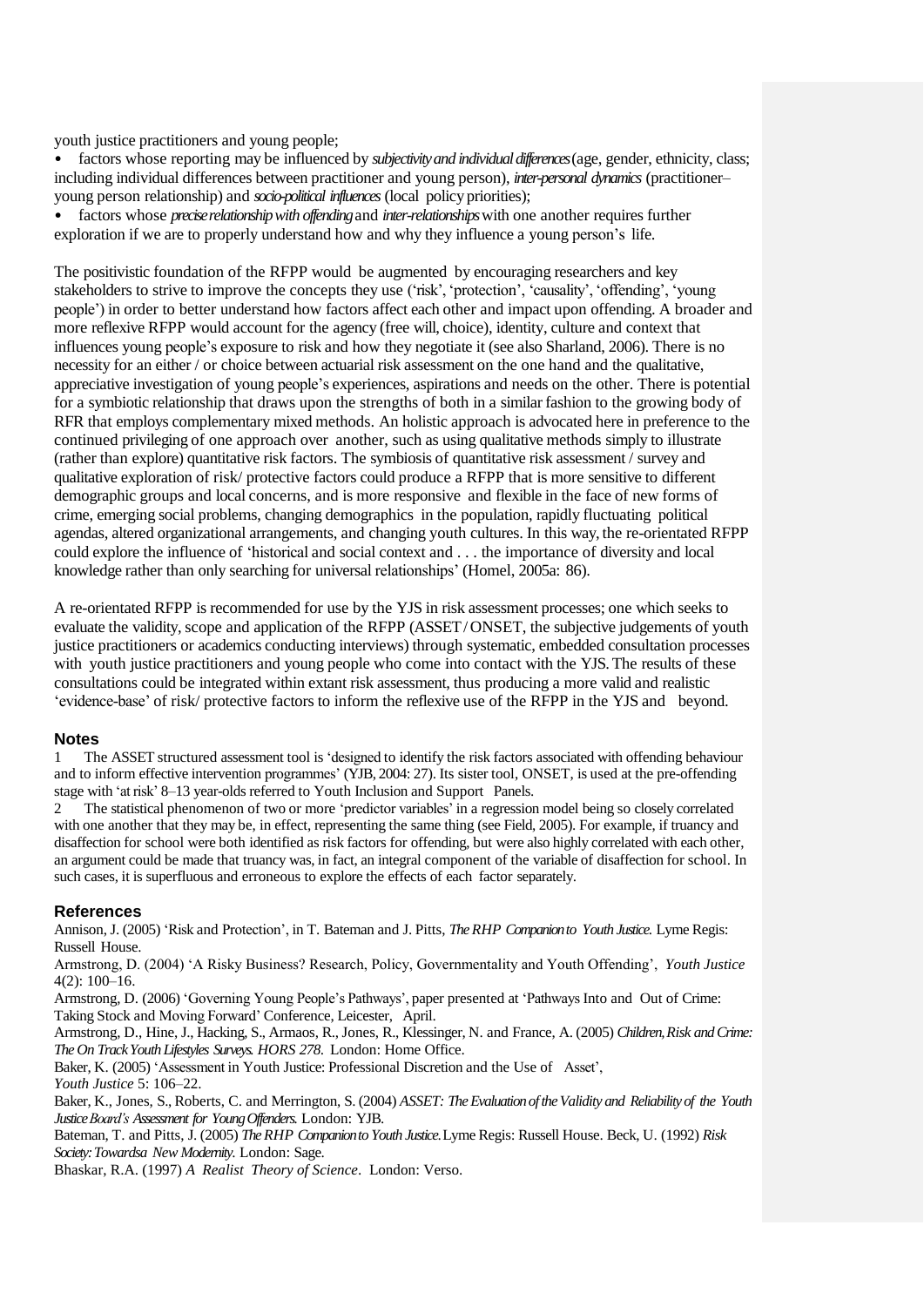youth justice practitioners and young people;

- factors whose reporting may be influenced by *subjectivity and individual differences* (age, gender, ethnicity, class; including individual differences between practitioner and young person), *inter-personal dynamics* (practitioner–young person relationship) and *socio-political influences* (local policy priorities);
- factors whose *precise relationship with offending* and *inter-relationships* with one another requires further exploration if we are to properly understand how and why they influence a young person's life.

The positivistic foundation of the RFPP would be augmented by encouraging researchers and key stakeholders to strive to improve the concepts they use ('risk', 'protection', 'causality', 'offending', 'young people') in order to better understand how factors affect each other and impact upon offending. A broader and more reflexive RFPP would account for the agency (free will, choice), identity, culture and context that influences young people's exposure to risk and how they negotiate it (see also Sharland, 2006). There is no necessity for an either / or choice between actuarial risk assessment on the one hand and the qualitative, appreciative investigation of young people's experiences, aspirations and needs on the other. There is potential for a symbiotic relationship that draws upon the strengths of both in a similar fashion to the growing body of RFR that employs complementary mixed methods. An holistic approach is advocated here in preference to the continued privileging of one approach over another, such as using qualitative methods simply to illustrate (rather than explore) quantitative risk factors. The symbiosis of quantitative risk assessment / survey and qualitative exploration of risk/ protective factors could produce a RFPP that is more sensitive to different demographic groups and local concerns, and is more responsive and flexible in the face of new forms of crime, emerging social problems, changing demographics in the population, rapidly fluctuating political agendas, altered organizational arrangements, and changing youth cultures. In this way, the re-orientated RFPP could explore the influence of 'historical and social context and . . . the importance of diversity and local knowledge rather than only searching for universal relationships' (Homel, 2005a: 86).

A re-orientated RFPP is recommended for use by the YJS in risk assessment processes; one which seeks to evaluate the validity, scope and application of the RFPP (ASSET / ONSET, the subjective judgements of youth justice practitioners or academics conducting interviews) through systematic, embedded consultation processes with youth justice practitioners and young people who come into contact with the YJS. The results of these consultations could be integrated within extant risk assessment, thus producing a more valid and realistic 'evidence-base' of risk/ protective factors to inform the reflexive use of the RFPP in the YJS and beyond.

## Notes

1 The ASSET structured assessment tool is 'designed to identify the risk factors associated with offending behaviour and to inform effective intervention programmes' (YJB, 2004: 27). Its sister tool, ONSET, is used at the pre-offending stage with 'at risk' 8–13 year-olds referred to Youth Inclusion and Support Panels.

2 The statistical phenomenon of two or more 'predictor variables' in a regression model being so closely correlated with one another that they may be, in effect, representing the same thing (see Field, 2005). For example, if truancy and disaffection for school were both identified as risk factors for offending, but were also highly correlated with each other, an argument could be made that truancy was, in fact, an integral component of the variable of disaffection for school. In such cases, it is superfluous and erroneous to explore the effects of each factor separately.

## References

Annison, J. (2005) 'Risk and Protection', in T. Bateman and J. Pitts, *The RHP Companion to Youth Justice.* Lyme Regis: Russell House.

Armstrong, D. (2004) 'A Risky Business? Research, Policy, Governmentality and Youth Offending', *Youth Justice* 4(2): 100–16.

Armstrong, D. (2006) 'Governing Young People's Pathways', paper presented at 'Pathways Into and Out of Crime: Taking Stock and Moving Forward' Conference, Leicester, April.

Armstrong, D., Hine, J., Hacking, S., Armaos, R., Jones, R., Klessinger, N. and France, A. (2005) *Children, Risk and Crime: The On Track Youth Lifestyles Surveys. HORS 278.* London: Home Office.

Baker, K. (2005) 'Assessment in Youth Justice: Professional Discretion and the Use of Asset', *Youth Justice* 5: 106–22.

Baker, K., Jones, S., Roberts, C. and Merrington, S. (2004) *ASSET: The Evaluation of the Validity and Reliability of the Youth Justice Board's Assessment for Young Offenders.* London: YJB.

Bateman, T. and Pitts, J. (2005) *The RHP Companion to Youth Justice.* Lyme Regis: Russell House. Beck, U. (1992) *Risk Society: Towardsa New Modernity.* London: Sage.

Bhaskar, R.A. (1997) *A Realist Theory of Science*. London: Verso.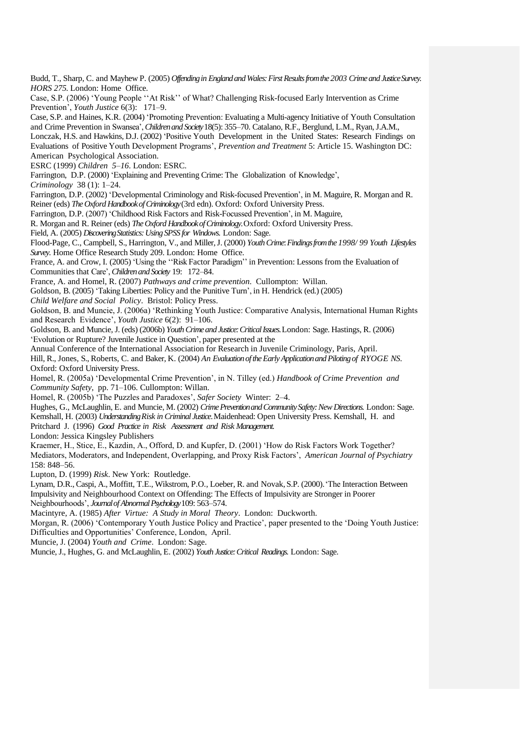Budd, T., Sharp, C. and Mayhew P. (2005) *Offending in England and Wales: First Results from the 2003 Crime and Justice Survey. HORS 275.* London: Home Office.

Case, S.P. (2006) 'Young People ''At Risk'' of What? Challenging Risk-focused Early Intervention as Crime Prevention', *Youth Justice* 6(3): 171–9.

Case, S.P. and Haines, K.R. (2004) 'Promoting Prevention: Evaluating a Multi-agency Initiative of Youth Consultation and Crime Prevention in Swansea', *Children and Society* 18(5): 355–70. Catalano, R.F., Berglund, L.M., Ryan, J.A.M., Lonczak, H.S. and Hawkins, D.J. (2002) 'Positive Youth Development in the United States: Research Findings on Evaluations of Positive Youth Development Programs', *Prevention and Treatment* 5: Article 15. Washington DC: American Psychological Association.

ESRC (1999) *Children 5–16*. London: ESRC.

Farrington, D.P. (2000) 'Explaining and Preventing Crime: The Globalization of Knowledge', *Criminology* 38 (1): 1–24.

Farrington, D.P. (2002) 'Developmental Criminology and Risk-focused Prevention', in M. Maguire, R. Morgan and R. Reiner (eds) *The Oxford Handbook of Criminology* (3rd edn). Oxford: Oxford University Press.

Farrington, D.P. (2007) 'Childhood Risk Factors and Risk-Focussed Prevention', in M. Maguire, R. Morgan and R. Reiner (eds) *The Oxford Handbook of Criminology*. Oxford: Oxford University Press.

Field, A. (2005) *Discovering Statistics: Using SPSS for Windows.* London: Sage.

Flood-Page, C., Campbell, S., Harrington, V., and Miller, J. (2000) *Youth Crime: Findings from the 1998/ 99 Youth Lifestyles Survey.* Home Office Research Study 209. London: Home Office.

France, A. and Crow, I. (2005) 'Using the ''Risk Factor Paradigm'' in Prevention: Lessons from the Evaluation of Communities that Care', *Children and Society* 19: 172–84.

France, A. and Homel, R. (2007) *Pathways and crime prevention*. Cullompton: Willan.

Goldson, B. (2005) 'Taking Liberties: Policy and the Punitive Turn', in H. Hendrick (ed.) (2005) *Child Welfare and Social Policy*. Bristol: Policy Press.

Goldson, B. and Muncie, J. (2006a) 'Rethinking Youth Justice: Comparative Analysis, International Human Rights and Research Evidence', *Youth Justice* 6(2): 91–106.

Goldson, B. and Muncie, J. (eds) (2006b) *Youth Crime and Justice: Critical Issues.* London: Sage. Hastings, R. (2006) 'Evolution or Rupture? Juvenile Justice in Question', paper presented at the Annual Conference of the International Association for Research in Juvenile Criminology, Paris, April.

Hill, R., Jones, S., Roberts, C. and Baker, K. (2004) *An Evaluation of the Early Application and Piloting of RYOGE NS.* Oxford: Oxford University Press.

Homel, R. (2005a) 'Developmental Crime Prevention', in N. Tilley (ed.) *Handbook of Crime Prevention and Community Safety*, pp. 71–106. Cullompton: Willan.

Homel, R. (2005b) 'The Puzzles and Paradoxes', *Safer Society* Winter: 2–4.

Hughes, G., McLaughlin, E. and Muncie, M. (2002) *Crime Prevention and Community Safety: New Directions.* London: Sage.

Kemshall, H. (2003) *Understanding Risk in Criminal Justice.* Maidenhead: Open University Press. Kemshall, H. and Pritchard J. (1996) *Good Practice in Risk Assessment and Risk Management.* London: Jessica Kingsley Publishers

Kraemer, H., Stice, E., Kazdin, A., Offord, D. and Kupfer, D. (2001) 'How do Risk Factors Work Together? Mediators, Moderators, and Independent, Overlapping, and Proxy Risk Factors', *American Journal of Psychiatry* 158: 848–56.

Lupton, D. (1999) *Risk*. New York: Routledge.

Lynam, D.R., Caspi, A., Moffitt, T.E., Wikstrom, P.O., Loeber, R. and Novak, S.P. (2000). 'The Interaction Between Impulsivity and Neighbourhood Context on Offending: The Effects of Impulsivity are Stronger in Poorer Neighbourhoods', *Journal of Abnormal Psychology* 109: 563–574.

Macintyre, A. (1985) *After Virtue: A Study in Moral Theory*. London: Duckworth.

Morgan, R. (2006) 'Contemporary Youth Justice Policy and Practice', paper presented to the 'Doing Youth Justice: Difficulties and Opportunities' Conference, London, April.

Muncie, J. (2004) *Youth and Crime*. London: Sage.

Muncie, J., Hughes, G. and McLaughlin, E. (2002) *Youth Justice: Critical Readings.* London: Sage.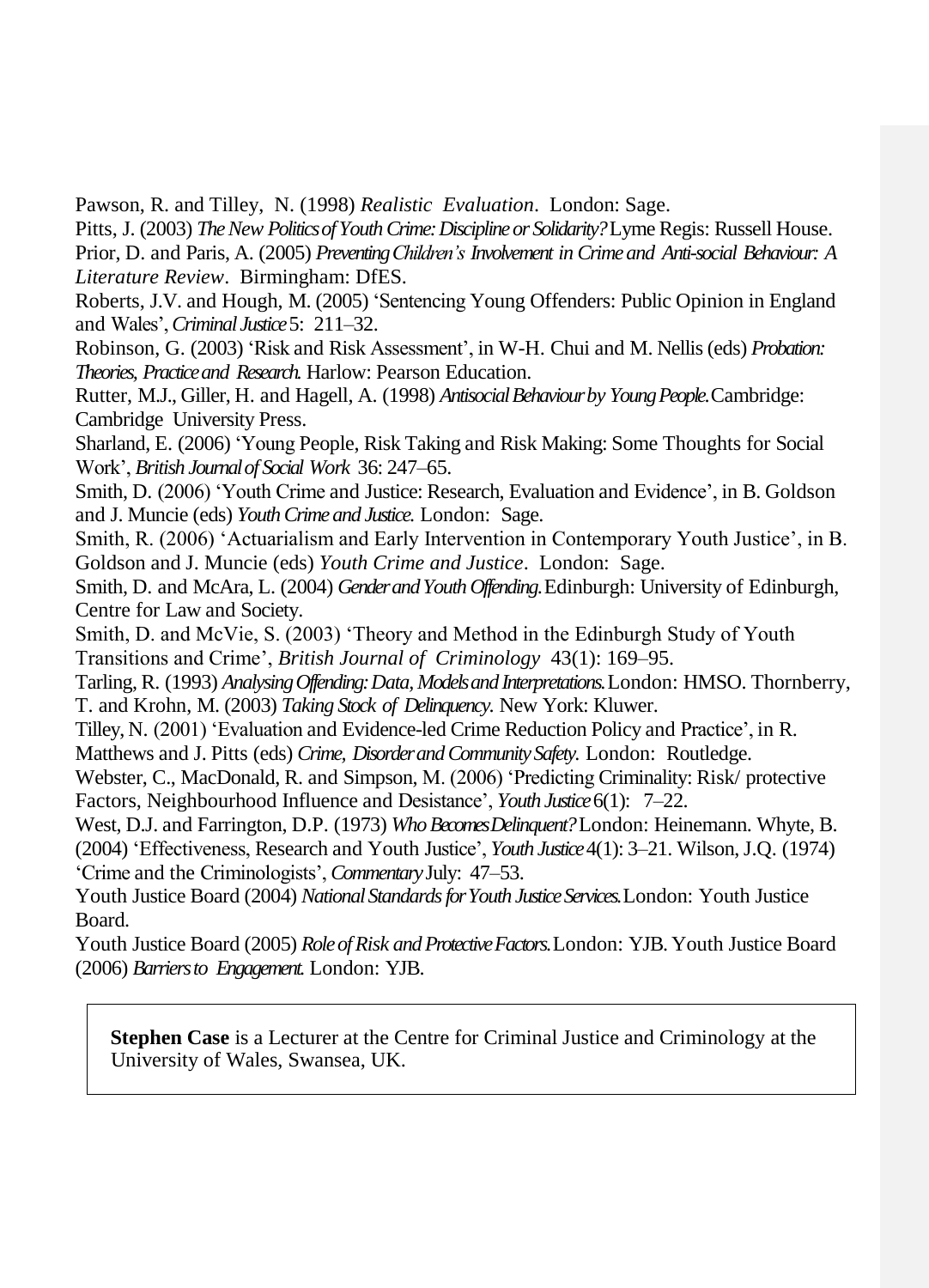Pawson, R. and Tilley, N. (1998) *Realistic Evaluation*. London: Sage.

Pitts, J. (2003) *The New Politics of Youth Crime: Discipline or Solidarity?* Lyme Regis: Russell House.

Prior, D. and Paris, A. (2005) *Preventing Children's Involvement in Crime and Anti-social Behaviour: A Literature Review*. Birmingham: DfES.

Roberts, J.V. and Hough, M. (2005) 'Sentencing Young Offenders: Public Opinion in England and Wales', *Criminal Justice* 5: 211–32.

Robinson, G. (2003) 'Risk and Risk Assessment', in W-H. Chui and M. Nellis (eds) *Probation: Theories, Practice and Research.* Harlow: Pearson Education.

Rutter, M.J., Giller, H. and Hagell, A. (1998) *Antisocial Behaviour by Young People.* Cambridge: Cambridge University Press.

Sharland, E. (2006) 'Young People, Risk Taking and Risk Making: Some Thoughts for Social Work', *British Journal of Social Work* 36: 247–65.

Smith, D. (2006) 'Youth Crime and Justice: Research, Evaluation and Evidence', in B. Goldson and J. Muncie (eds) *Youth Crime and Justice.* London: Sage.

Smith, R. (2006) 'Actuarialism and Early Intervention in Contemporary Youth Justice', in B. Goldson and J. Muncie (eds) *Youth Crime and Justice*. London: Sage.

Smith, D. and McAra, L. (2004) *Gender and Youth Offending.* Edinburgh: University of Edinburgh, Centre for Law and Society.

Smith, D. and McVie, S. (2003) 'Theory and Method in the Edinburgh Study of Youth Transitions and Crime', *British Journal of Criminology* 43(1): 169–95.

Tarling, R. (1993) *Analysing Offending: Data, Models and Interpretations.* London: HMSO.

Thornberry, T. and Krohn, M. (2003) *Taking Stock of Delinquency.* New York: Kluwer.

Tilley, N. (2001) 'Evaluation and Evidence-led Crime Reduction Policy and Practice', in R. Matthews and J. Pitts (eds) *Crime, Disorder and Community Safety.* London: Routledge.

Webster, C., MacDonald, R. and Simpson, M. (2006) 'Predicting Criminality: Risk/ protective Factors, Neighbourhood Influence and Desistance', *Youth Justice* 6(1): 7–22.

West, D.J. and Farrington, D.P. (1973) *Who Becomes Delinquent?* London: Heinemann.

Whyte, B. (2004) 'Effectiveness, Research and Youth Justice', *Youth Justice* 4(1): 3–21.

Wilson, J.Q. (1974) 'Crime and the Criminologists', *Commentary* July: 47–53.

Youth Justice Board (2004) *National Standards for Youth Justice Services.* London: Youth Justice Board.

Youth Justice Board (2005) *Role of Risk and Protective Factors.* London: YJB.

Youth Justice Board (2006) *Barriers to Engagement.* London: YJB.

**Stephen Case** is a Lecturer at the Centre for Criminal Justice and Criminology at the University of Wales, Swansea, UK.